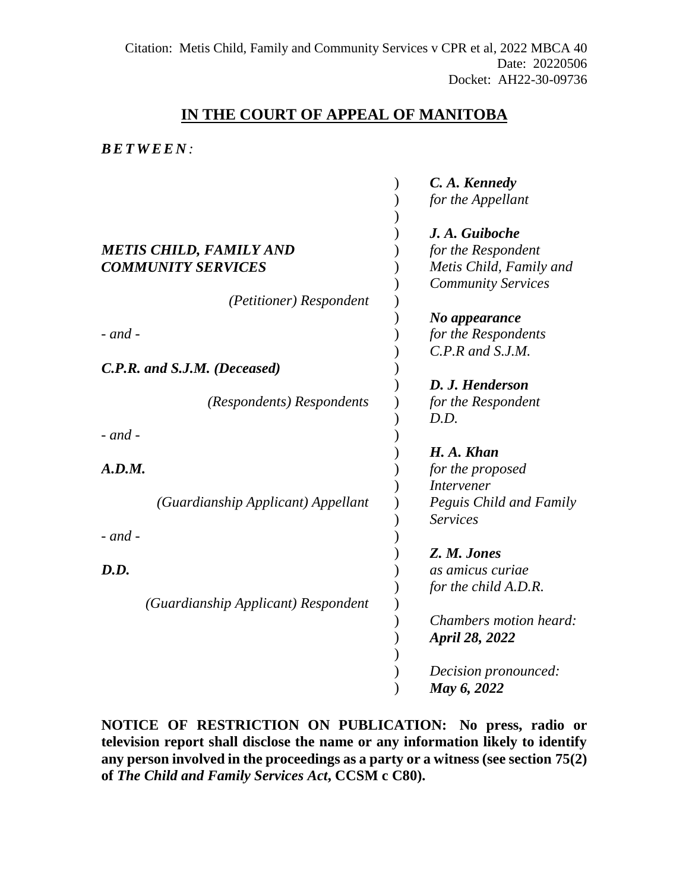Citation: Metis Child, Family and Community Services v CPR et al, 2022 MBCA 40
Date: 20220506
Docket: AH22-30-09736

## IN THE COURT OF APPEAL OF MANITOBA

***BETWEEN:***

| | | |
|---|---|---|
| ***METIS CHILD, FAMILY AND COMMUNITY SERVICES*** | ) | ***C. A. Kennedy*** *for the Appellant* |
| *(Petitioner) Respondent* | ) | ***J. A. Guiboche*** *for the Respondent Metis Child, Family and Community Services* |
| *- and -* | ) | ***No appearance*** *for the Respondents C.P.R and S.J.M.* |
| ***C.P.R. and S.J.M. (Deceased)*** | ) | |
| *(Respondents) Respondents* | ) | ***D. J. Henderson*** *for the Respondent D.D.* |
| *- and -* | ) | |
| ***A.D.M.*** | ) | ***H. A. Khan*** *for the proposed Intervener Peguis Child and Family Services* |
| *(Guardianship Applicant) Appellant* | ) | |
| *- and -* | ) | ***Z. M. Jones*** *as amicus curiae for the child A.D.R.* |
| ***D.D.*** | ) | |
| *(Guardianship Applicant) Respondent* | ) | *Chambers motion heard:* ***April 28, 2022*** |
| | ) | *Decision pronounced:* ***May 6, 2022*** |

**NOTICE OF RESTRICTION ON PUBLICATION: No press, radio or television report shall disclose the name or any information likely to identify any person involved in the proceedings as a party or a witness (see section 75(2) of *The Child and Family Services Act*, CCSM c C80).**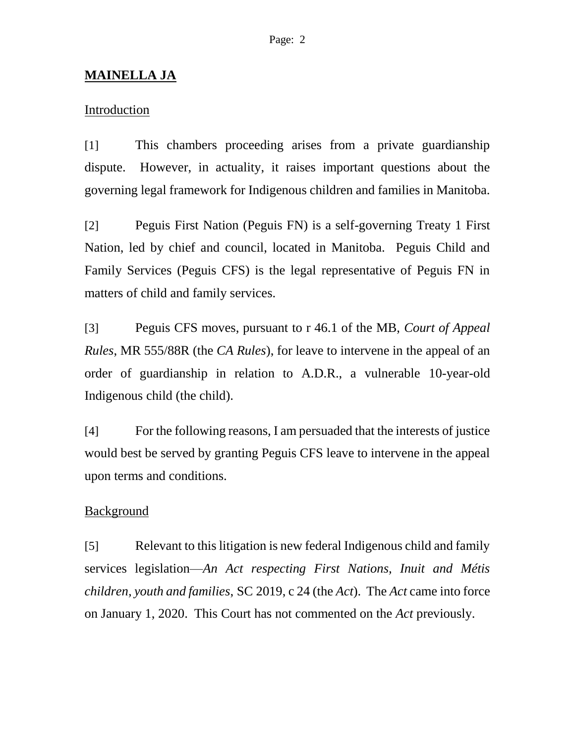**MAINELLA JA**

Introduction

[1] This chambers proceeding arises from a private guardianship dispute. However, in actuality, it raises important questions about the governing legal framework for Indigenous children and families in Manitoba.

[2] Peguis First Nation (Peguis FN) is a self-governing Treaty 1 First Nation, led by chief and council, located in Manitoba. Peguis Child and Family Services (Peguis CFS) is the legal representative of Peguis FN in matters of child and family services.

[3] Peguis CFS moves, pursuant to r 46.1 of the MB, *Court of Appeal Rules*, MR 555/88R (the *CA Rules*), for leave to intervene in the appeal of an order of guardianship in relation to A.D.R., a vulnerable 10-year-old Indigenous child (the child).

[4] For the following reasons, I am persuaded that the interests of justice would best be served by granting Peguis CFS leave to intervene in the appeal upon terms and conditions.

Background

[5] Relevant to this litigation is new federal Indigenous child and family services legislation—*An Act respecting First Nations, Inuit and Métis children, youth and families*, SC 2019, c 24 (the *Act*). The *Act* came into force on January 1, 2020. This Court has not commented on the *Act* previously.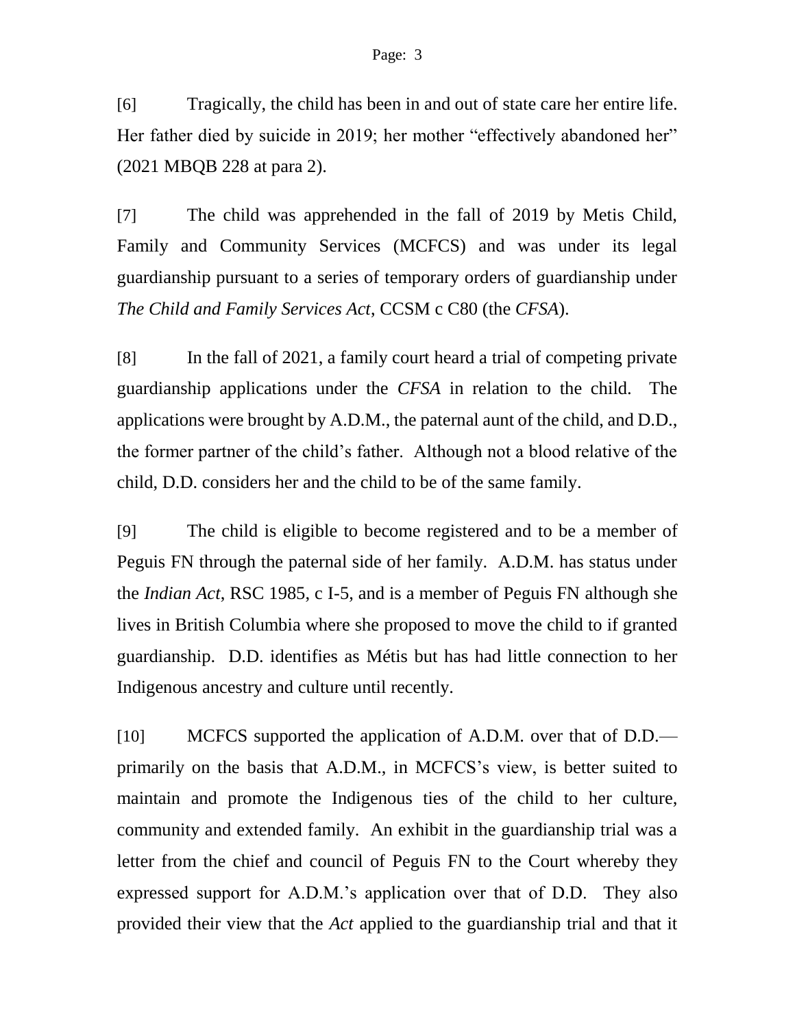[6] Tragically, the child has been in and out of state care her entire life. Her father died by suicide in 2019; her mother "effectively abandoned her" (2021 MBQB 228 at para 2).

[7] The child was apprehended in the fall of 2019 by Metis Child, Family and Community Services (MCFCS) and was under its legal guardianship pursuant to a series of temporary orders of guardianship under *The Child and Family Services Act*, CCSM c C80 (the *CFSA*).

[8] In the fall of 2021, a family court heard a trial of competing private guardianship applications under the *CFSA* in relation to the child. The applications were brought by A.D.M., the paternal aunt of the child, and D.D., the former partner of the child's father. Although not a blood relative of the child, D.D. considers her and the child to be of the same family.

[9] The child is eligible to become registered and to be a member of Peguis FN through the paternal side of her family. A.D.M. has status under the *Indian Act*, RSC 1985, c I-5, and is a member of Peguis FN although she lives in British Columbia where she proposed to move the child to if granted guardianship. D.D. identifies as Métis but has had little connection to her Indigenous ancestry and culture until recently.

[10] MCFCS supported the application of A.D.M. over that of D.D.—primarily on the basis that A.D.M., in MCFCS's view, is better suited to maintain and promote the Indigenous ties of the child to her culture, community and extended family. An exhibit in the guardianship trial was a letter from the chief and council of Peguis FN to the Court whereby they expressed support for A.D.M.'s application over that of D.D. They also provided their view that the *Act* applied to the guardianship trial and that it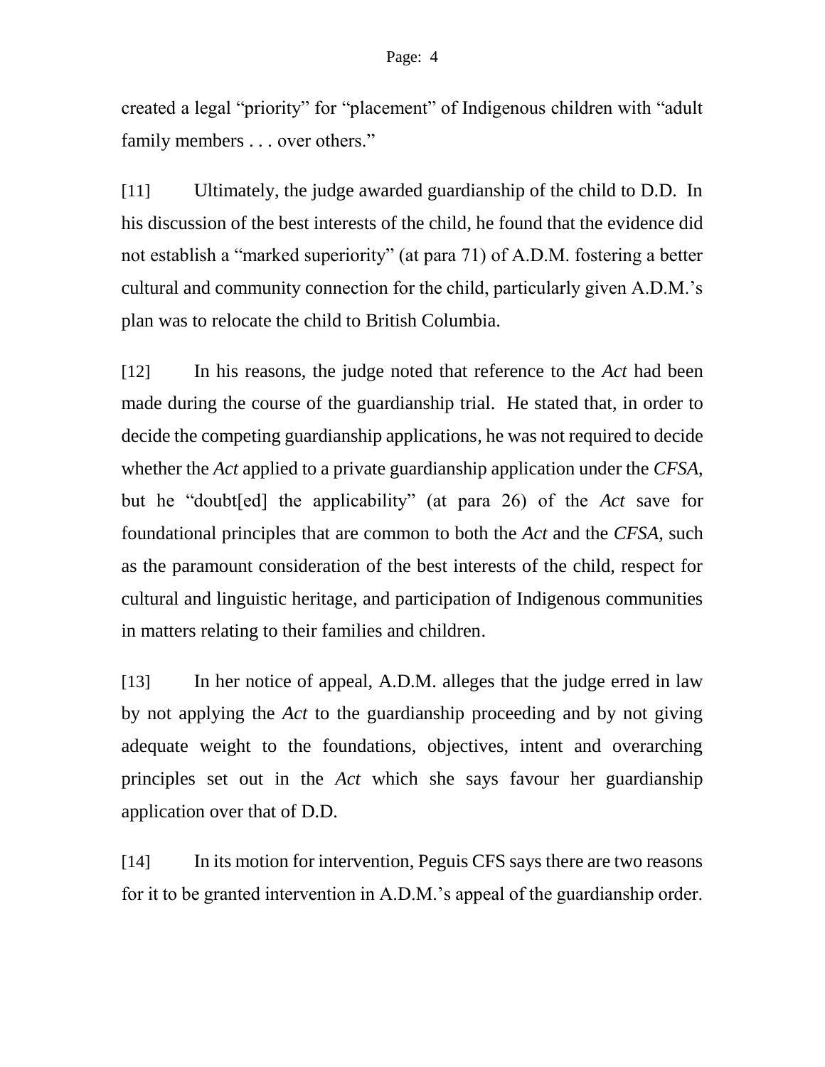created a legal "priority" for "placement" of Indigenous children with "adult family members . . . over others."

[11] Ultimately, the judge awarded guardianship of the child to D.D. In his discussion of the best interests of the child, he found that the evidence did not establish a "marked superiority" (at para 71) of A.D.M. fostering a better cultural and community connection for the child, particularly given A.D.M.'s plan was to relocate the child to British Columbia.

[12] In his reasons, the judge noted that reference to the *Act* had been made during the course of the guardianship trial. He stated that, in order to decide the competing guardianship applications, he was not required to decide whether the *Act* applied to a private guardianship application under the *CFSA*, but he "doubt[ed] the applicability" (at para 26) of the *Act* save for foundational principles that are common to both the *Act* and the *CFSA*, such as the paramount consideration of the best interests of the child, respect for cultural and linguistic heritage, and participation of Indigenous communities in matters relating to their families and children.

[13] In her notice of appeal, A.D.M. alleges that the judge erred in law by not applying the *Act* to the guardianship proceeding and by not giving adequate weight to the foundations, objectives, intent and overarching principles set out in the *Act* which she says favour her guardianship application over that of D.D.

[14] In its motion for intervention, Peguis CFS says there are two reasons for it to be granted intervention in A.D.M.'s appeal of the guardianship order.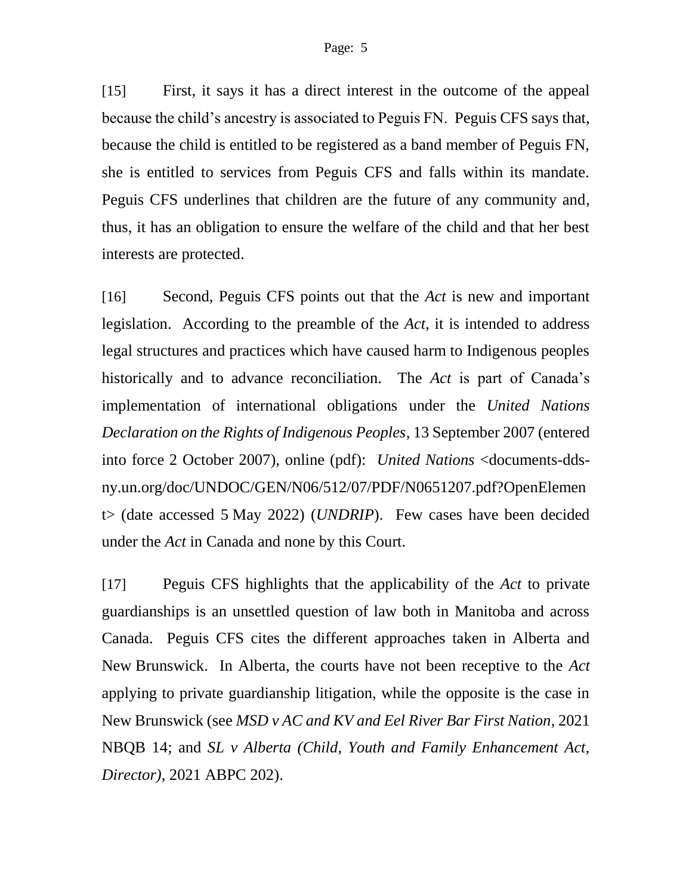[15] First, it says it has a direct interest in the outcome of the appeal because the child's ancestry is associated to Peguis FN. Peguis CFS says that, because the child is entitled to be registered as a band member of Peguis FN, she is entitled to services from Peguis CFS and falls within its mandate. Peguis CFS underlines that children are the future of any community and, thus, it has an obligation to ensure the welfare of the child and that her best interests are protected.

[16] Second, Peguis CFS points out that the *Act* is new and important legislation. According to the preamble of the *Act*, it is intended to address legal structures and practices which have caused harm to Indigenous peoples historically and to advance reconciliation. The *Act* is part of Canada's implementation of international obligations under the *United Nations Declaration on the Rights of Indigenous Peoples*, 13 September 2007 (entered into force 2 October 2007), online (pdf): *United Nations* <documents-dds-ny.un.org/doc/UNDOC/GEN/N06/512/07/PDF/N0651207.pdf?OpenElement> (date accessed 5 May 2022) (*UNDRIP*). Few cases have been decided under the *Act* in Canada and none by this Court.

[17] Peguis CFS highlights that the applicability of the *Act* to private guardianships is an unsettled question of law both in Manitoba and across Canada. Peguis CFS cites the different approaches taken in Alberta and New Brunswick. In Alberta, the courts have not been receptive to the *Act* applying to private guardianship litigation, while the opposite is the case in New Brunswick (see *MSD v AC and KV and Eel River Bar First Nation*, 2021 NBQB 14; and *SL v Alberta (Child, Youth and Family Enhancement Act, Director)*, 2021 ABPC 202).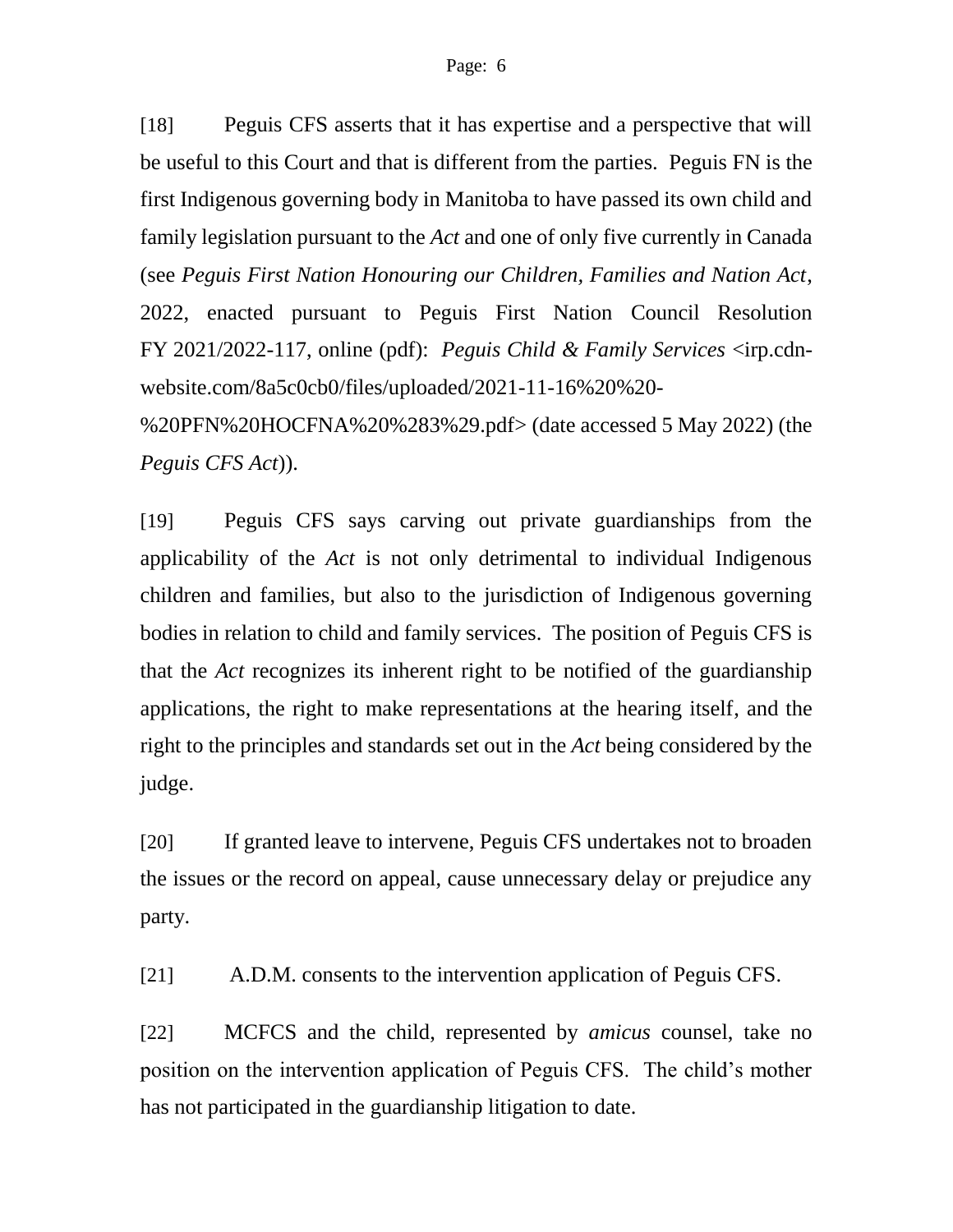[18] Peguis CFS asserts that it has expertise and a perspective that will be useful to this Court and that is different from the parties. Peguis FN is the first Indigenous governing body in Manitoba to have passed its own child and family legislation pursuant to the *Act* and one of only five currently in Canada (see *Peguis First Nation Honouring our Children, Families and Nation Act*, 2022, enacted pursuant to Peguis First Nation Council Resolution FY 2021/2022-117, online (pdf): *Peguis Child & Family Services* <irp.cdn-website.com/8a5c0cb0/files/uploaded/2021-11-16%20%20-%20PFN%20HOCFNA%20%283%29.pdf> (date accessed 5 May 2022) (the *Peguis CFS Act*)).

[19] Peguis CFS says carving out private guardianships from the applicability of the *Act* is not only detrimental to individual Indigenous children and families, but also to the jurisdiction of Indigenous governing bodies in relation to child and family services. The position of Peguis CFS is that the *Act* recognizes its inherent right to be notified of the guardianship applications, the right to make representations at the hearing itself, and the right to the principles and standards set out in the *Act* being considered by the judge.

[20] If granted leave to intervene, Peguis CFS undertakes not to broaden the issues or the record on appeal, cause unnecessary delay or prejudice any party.

[21] A.D.M. consents to the intervention application of Peguis CFS.

[22] MCFCS and the child, represented by *amicus* counsel, take no position on the intervention application of Peguis CFS. The child's mother has not participated in the guardianship litigation to date.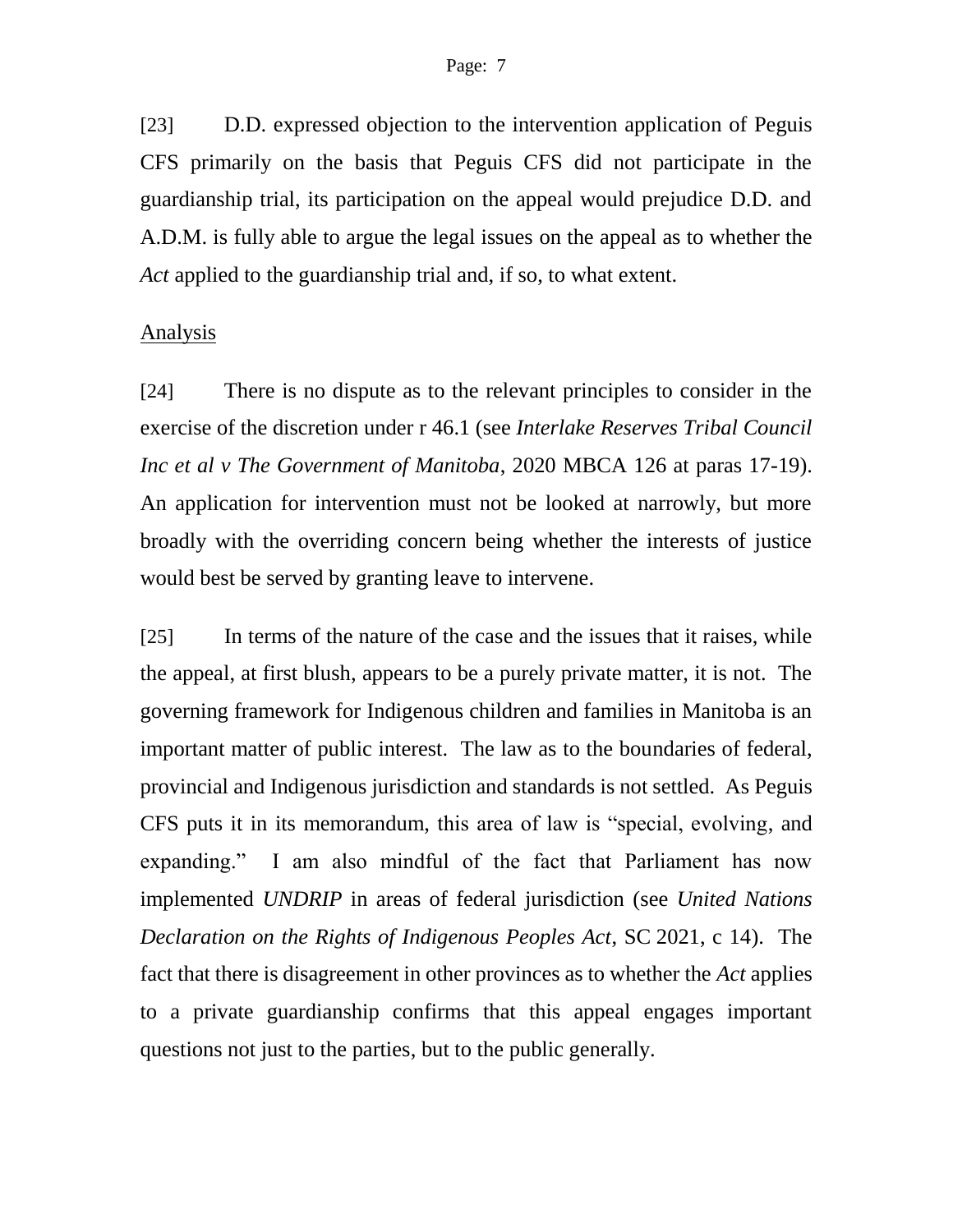[23] D.D. expressed objection to the intervention application of Peguis CFS primarily on the basis that Peguis CFS did not participate in the guardianship trial, its participation on the appeal would prejudice D.D. and A.D.M. is fully able to argue the legal issues on the appeal as to whether the *Act* applied to the guardianship trial and, if so, to what extent.

Analysis

[24] There is no dispute as to the relevant principles to consider in the exercise of the discretion under r 46.1 (see *Interlake Reserves Tribal Council Inc et al v The Government of Manitoba*, 2020 MBCA 126 at paras 17-19). An application for intervention must not be looked at narrowly, but more broadly with the overriding concern being whether the interests of justice would best be served by granting leave to intervene.

[25] In terms of the nature of the case and the issues that it raises, while the appeal, at first blush, appears to be a purely private matter, it is not. The governing framework for Indigenous children and families in Manitoba is an important matter of public interest. The law as to the boundaries of federal, provincial and Indigenous jurisdiction and standards is not settled. As Peguis CFS puts it in its memorandum, this area of law is "special, evolving, and expanding." I am also mindful of the fact that Parliament has now implemented *UNDRIP* in areas of federal jurisdiction (see *United Nations Declaration on the Rights of Indigenous Peoples Act*, SC 2021, c 14). The fact that there is disagreement in other provinces as to whether the *Act* applies to a private guardianship confirms that this appeal engages important questions not just to the parties, but to the public generally.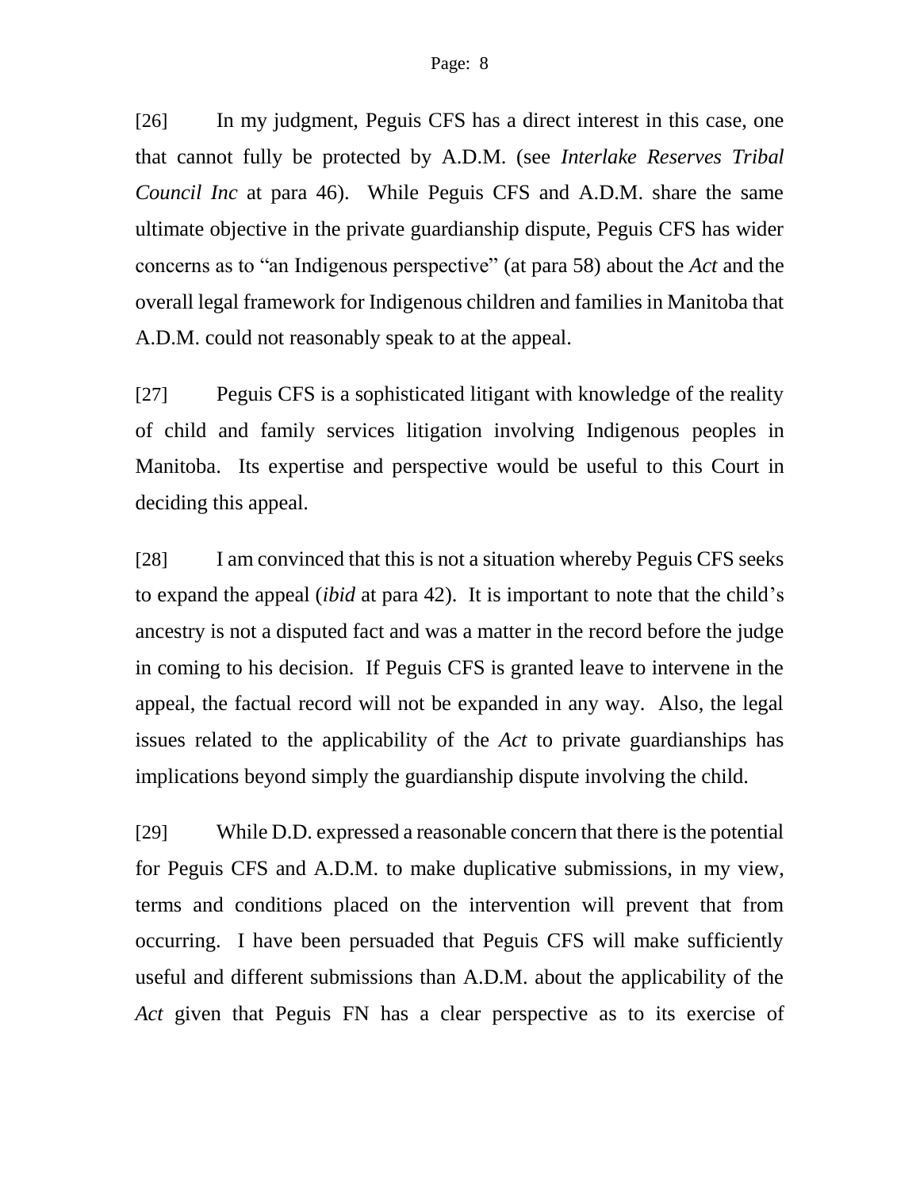[26] In my judgment, Peguis CFS has a direct interest in this case, one that cannot fully be protected by A.D.M. (see *Interlake Reserves Tribal Council Inc* at para 46). While Peguis CFS and A.D.M. share the same ultimate objective in the private guardianship dispute, Peguis CFS has wider concerns as to "an Indigenous perspective" (at para 58) about the *Act* and the overall legal framework for Indigenous children and families in Manitoba that A.D.M. could not reasonably speak to at the appeal.

[27] Peguis CFS is a sophisticated litigant with knowledge of the reality of child and family services litigation involving Indigenous peoples in Manitoba. Its expertise and perspective would be useful to this Court in deciding this appeal.

[28] I am convinced that this is not a situation whereby Peguis CFS seeks to expand the appeal (*ibid* at para 42). It is important to note that the child's ancestry is not a disputed fact and was a matter in the record before the judge in coming to his decision. If Peguis CFS is granted leave to intervene in the appeal, the factual record will not be expanded in any way. Also, the legal issues related to the applicability of the *Act* to private guardianships has implications beyond simply the guardianship dispute involving the child.

[29] While D.D. expressed a reasonable concern that there is the potential for Peguis CFS and A.D.M. to make duplicative submissions, in my view, terms and conditions placed on the intervention will prevent that from occurring. I have been persuaded that Peguis CFS will make sufficiently useful and different submissions than A.D.M. about the applicability of the *Act* given that Peguis FN has a clear perspective as to its exercise of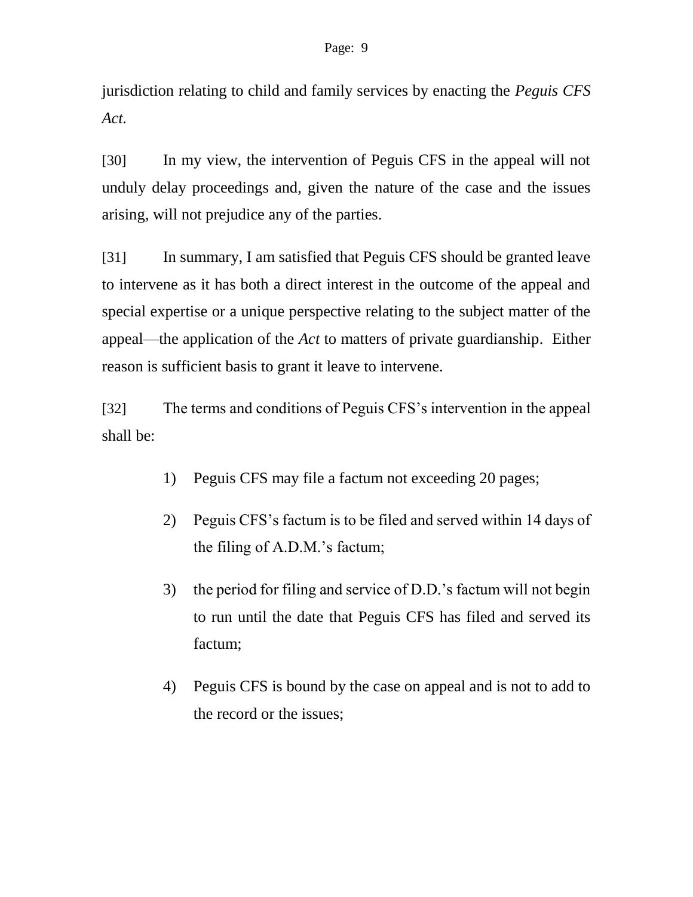jurisdiction relating to child and family services by enacting the *Peguis CFS Act.*

[30] In my view, the intervention of Peguis CFS in the appeal will not unduly delay proceedings and, given the nature of the case and the issues arising, will not prejudice any of the parties.

[31] In summary, I am satisfied that Peguis CFS should be granted leave to intervene as it has both a direct interest in the outcome of the appeal and special expertise or a unique perspective relating to the subject matter of the appeal—the application of the *Act* to matters of private guardianship. Either reason is sufficient basis to grant it leave to intervene.

[32] The terms and conditions of Peguis CFS's intervention in the appeal shall be:

1) Peguis CFS may file a factum not exceeding 20 pages;

2) Peguis CFS's factum is to be filed and served within 14 days of the filing of A.D.M.'s factum;

3) the period for filing and service of D.D.'s factum will not begin to run until the date that Peguis CFS has filed and served its factum;

4) Peguis CFS is bound by the case on appeal and is not to add to the record or the issues;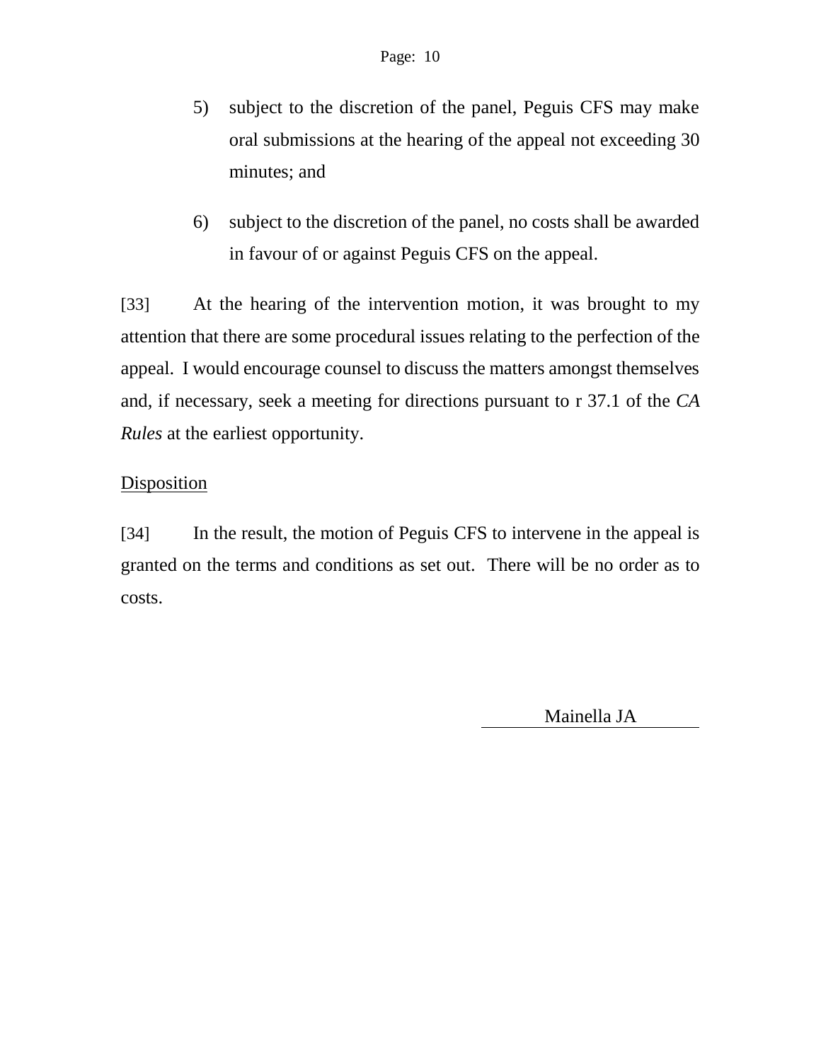5) subject to the discretion of the panel, Peguis CFS may make oral submissions at the hearing of the appeal not exceeding 30 minutes; and

6) subject to the discretion of the panel, no costs shall be awarded in favour of or against Peguis CFS on the appeal.

[33] At the hearing of the intervention motion, it was brought to my attention that there are some procedural issues relating to the perfection of the appeal. I would encourage counsel to discuss the matters amongst themselves and, if necessary, seek a meeting for directions pursuant to r 37.1 of the *CA Rules* at the earliest opportunity.

Disposition

[34] In the result, the motion of Peguis CFS to intervene in the appeal is granted on the terms and conditions as set out. There will be no order as to costs.

Mainella JA